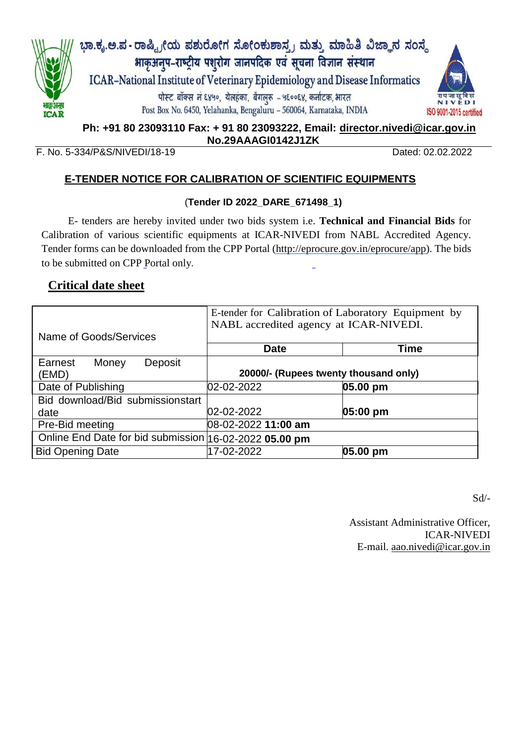ಭಾ.ಕೃ.ಅ.ಪ - ರಾಷ್ಟ್ರೀಯ ಪಶುರೋಗ ಸೋಂಕುಶಾಸ್ತ್ರ ಮತ್ತು ಮಾಹಿತಿ ವಿಜ್ಞಾನ ಸಂಸ್ಥೆ

भाकृअनुप-राष्ट्रीय पशुरोग जानपदिक एवं सूचना विज्ञान संस्थान

ICAR-National Institute of Veterinary Epidemiology and Disease Informatics

पोस्ट बॉक्स नं ६४५०, येलहंका, बेंगलुरु – ५६००६४, कर्नाटक, भारत

Post Box No. 6450, Yelahanka, Bengaluru – 560064, Karnataka, INDIA

ISO 9001-2015 certified

**Ph: +91 80 23093110 Fax: + 91 80 23093222, Email: director.nivedi@icar.gov.in**

**No.29AAAGI0142J1ZK**

F. No. 5-334/P&S/NIVEDI/18-19 Dated: 02.02.2022

## E-TENDER NOTICE FOR CALIBRATION OF SCIENTIFIC EQUIPMENTS

(**Tender ID 2022_DARE_671498_1)**

E- tenders are hereby invited under two bids system i.e. **Technical and Financial Bids** for Calibration of various scientific equipments at ICAR-NIVEDI from NABL Accredited Agency. Tender forms can be downloaded from the CPP Portal (http://eprocure.gov.in/eprocure/app). The bids to be submitted on CPP Portal only.

## Critical date sheet

| Name of Goods/Services | E-tender for Calibration of Laboratory Equipment by NABL accredited agency at ICAR-NIVEDI. | |
|---|---|---|
| | **Date** | **Time** |
| Earnest Money Deposit (EMD) | **20000/- (Rupees twenty thousand only)** | |
| Date of Publishing | 02-02-2022 | **05.00 pm** |
| Bid download/Bid submissionstart date | 02-02-2022 | **05:00 pm** |
| Pre-Bid meeting | 08-02-2022 **11:00 am** | |
| Online End Date for bid submission | 16-02-2022 **05.00 pm** | |
| Bid Opening Date | 17-02-2022 | **05.00 pm** |

Sd/-

Assistant Administrative Officer,
ICAR-NIVEDI
E-mail. aao.nivedi@icar.gov.in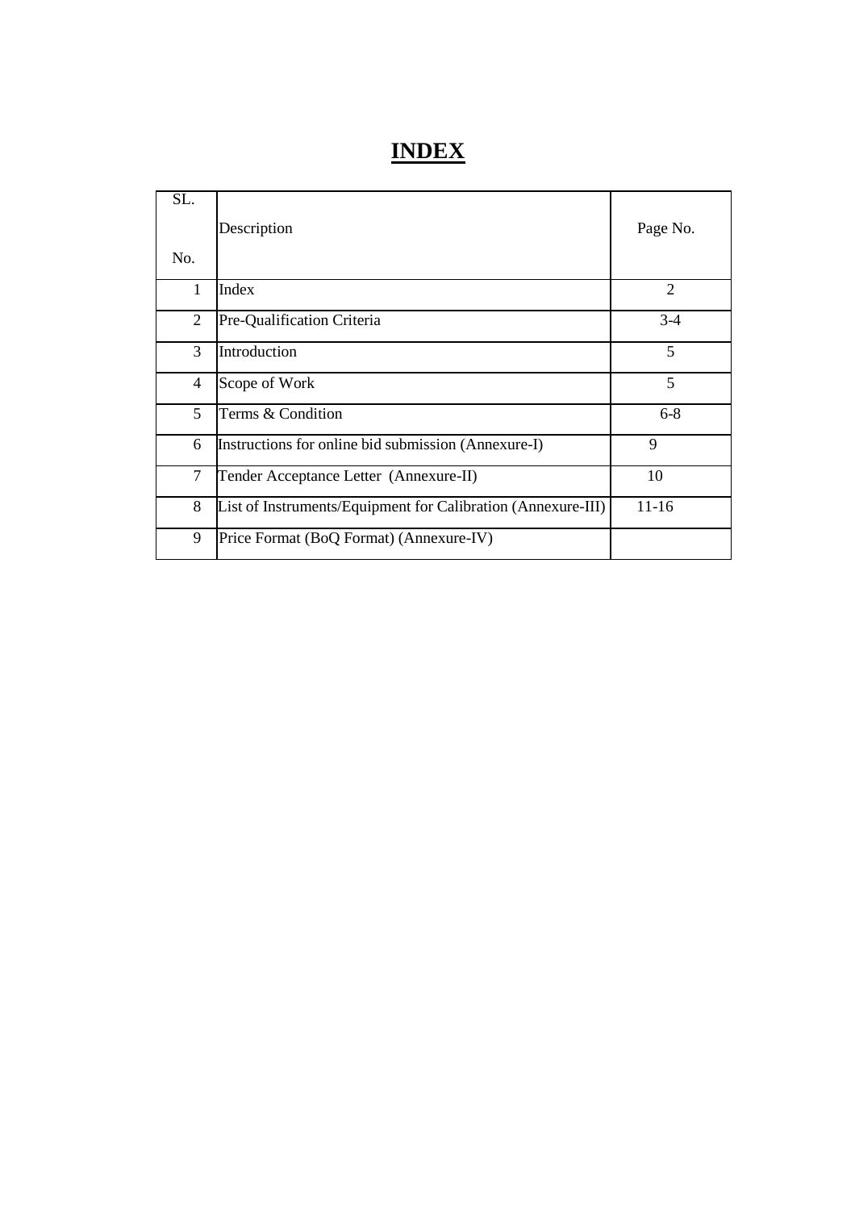# INDEX

| SL. No. | Description | Page No. |
|---|---|---|
| 1 | Index | 2 |
| 2 | Pre-Qualification Criteria | 3-4 |
| 3 | Introduction | 5 |
| 4 | Scope of Work | 5 |
| 5 | Terms & Condition | 6-8 |
| 6 | Instructions for online bid submission (Annexure-I) | 9 |
| 7 | Tender Acceptance Letter (Annexure-II) | 10 |
| 8 | List of Instruments/Equipment for Calibration (Annexure-III) | 11-16 |
| 9 | Price Format (BoQ Format) (Annexure-IV) | |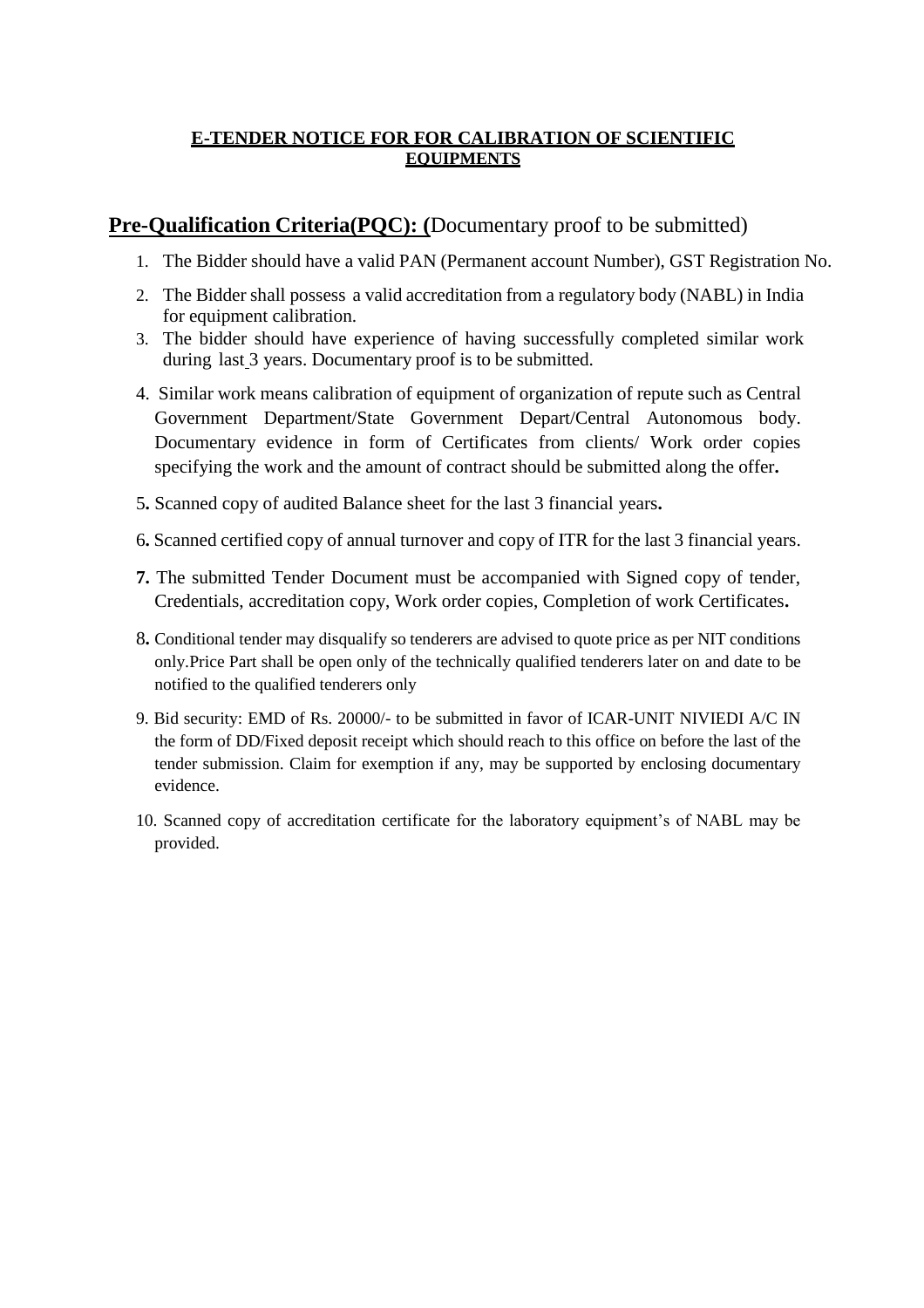**E-TENDER NOTICE FOR FOR CALIBRATION OF SCIENTIFIC EQUIPMENTS**

## **Pre-Qualification Criteria(PQC): (**Documentary proof to be submitted)

1. The Bidder should have a valid PAN (Permanent account Number), GST Registration No.
2. The Bidder shall possess a valid accreditation from a regulatory body (NABL) in India for equipment calibration.
3. The bidder should have experience of having successfully completed similar work during last 3 years. Documentary proof is to be submitted.
4. Similar work means calibration of equipment of organization of repute such as Central Government Department/State Government Depart/Central Autonomous body. Documentary evidence in form of Certificates from clients/ Work order copies specifying the work and the amount of contract should be submitted along the offer**.**
5. Scanned copy of audited Balance sheet for the last 3 financial years**.**
6. Scanned certified copy of annual turnover and copy of ITR for the last 3 financial years.
7. The submitted Tender Document must be accompanied with Signed copy of tender, Credentials, accreditation copy, Work order copies, Completion of work Certificates**.**
8. Conditional tender may disqualify so tenderers are advised to quote price as per NIT conditions only.Price Part shall be open only of the technically qualified tenderers later on and date to be notified to the qualified tenderers only
9. Bid security: EMD of Rs. 20000/- to be submitted in favor of ICAR-UNIT NIVIEDI A/C IN the form of DD/Fixed deposit receipt which should reach to this office on before the last of the tender submission. Claim for exemption if any, may be supported by enclosing documentary evidence.
10. Scanned copy of accreditation certificate for the laboratory equipment's of NABL may be provided.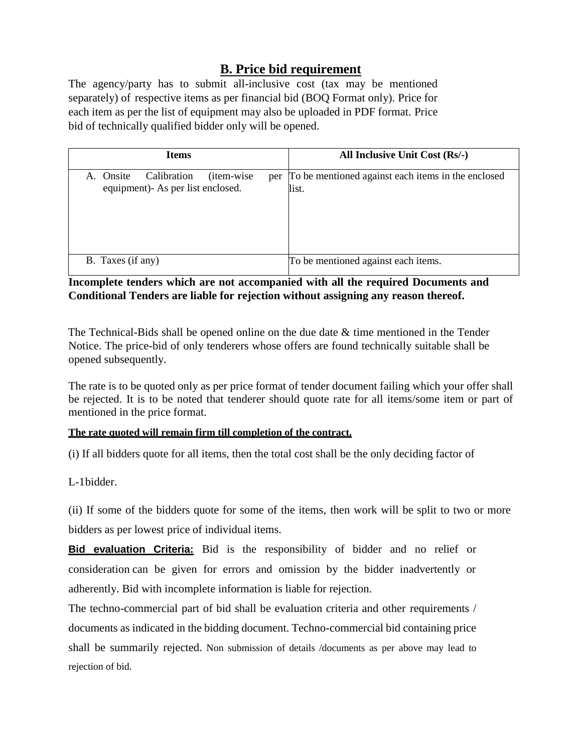## B. Price bid requirement

The agency/party has to submit all-inclusive cost (tax may be mentioned separately) of respective items as per financial bid (BOQ Format only). Price for each item as per the list of equipment may also be uploaded in PDF format. Price bid of technically qualified bidder only will be opened.

| Items | All Inclusive Unit Cost (Rs/-) |
|---|---|
| A. Onsite Calibration (item-wise per equipment)- As per list enclosed. | To be mentioned against each items in the enclosed list. |
| B. Taxes (if any) | To be mentioned against each items. |

**Incomplete tenders which are not accompanied with all the required Documents and Conditional Tenders are liable for rejection without assigning any reason thereof.**

The Technical-Bids shall be opened online on the due date & time mentioned in the Tender Notice. The price-bid of only tenderers whose offers are found technically suitable shall be opened subsequently.

The rate is to be quoted only as per price format of tender document failing which your offer shall be rejected. It is to be noted that tenderer should quote rate for all items/some item or part of mentioned in the price format.

**The rate quoted will remain firm till completion of the contract.**

(i) If all bidders quote for all items, then the total cost shall be the only deciding factor of

L-1bidder.

(ii) If some of the bidders quote for some of the items, then work will be split to two or more bidders as per lowest price of individual items.

**Bid evaluation Criteria:** Bid is the responsibility of bidder and no relief or consideration can be given for errors and omission by the bidder inadvertently or adherently. Bid with incomplete information is liable for rejection.

The techno-commercial part of bid shall be evaluation criteria and other requirements / documents as indicated in the bidding document. Techno-commercial bid containing price shall be summarily rejected. Non submission of details /documents as per above may lead to rejection of bid.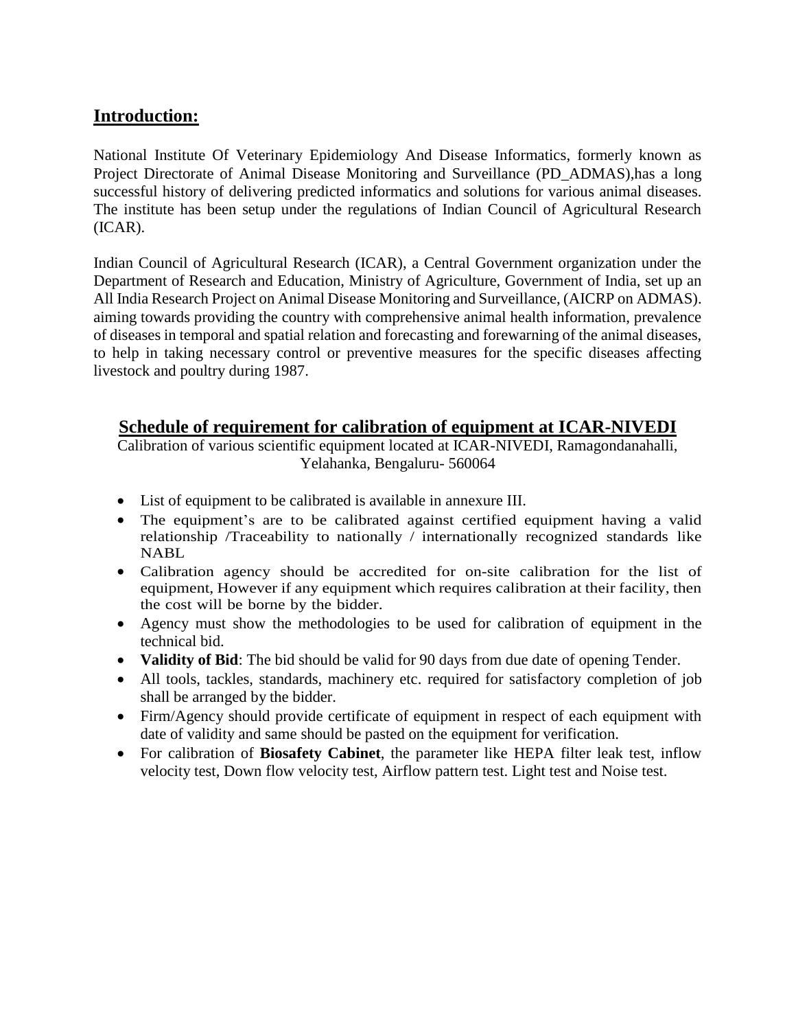## Introduction:

National Institute Of Veterinary Epidemiology And Disease Informatics, formerly known as Project Directorate of Animal Disease Monitoring and Surveillance (PD_ADMAS),has a long successful history of delivering predicted informatics and solutions for various animal diseases. The institute has been setup under the regulations of Indian Council of Agricultural Research (ICAR).

Indian Council of Agricultural Research (ICAR), a Central Government organization under the Department of Research and Education, Ministry of Agriculture, Government of India, set up an All India Research Project on Animal Disease Monitoring and Surveillance, (AICRP on ADMAS). aiming towards providing the country with comprehensive animal health information, prevalence of diseases in temporal and spatial relation and forecasting and forewarning of the animal diseases, to help in taking necessary control or preventive measures for the specific diseases affecting livestock and poultry during 1987.

## Schedule of requirement for calibration of equipment at ICAR-NIVEDI

Calibration of various scientific equipment located at ICAR-NIVEDI, Ramagondanahalli, Yelahanka, Bengaluru- 560064

- List of equipment to be calibrated is available in annexure III.
- The equipment's are to be calibrated against certified equipment having a valid relationship /Traceability to nationally / internationally recognized standards like NABL
- Calibration agency should be accredited for on-site calibration for the list of equipment, However if any equipment which requires calibration at their facility, then the cost will be borne by the bidder.
- Agency must show the methodologies to be used for calibration of equipment in the technical bid.
- **Validity of Bid**: The bid should be valid for 90 days from due date of opening Tender.
- All tools, tackles, standards, machinery etc. required for satisfactory completion of job shall be arranged by the bidder.
- Firm/Agency should provide certificate of equipment in respect of each equipment with date of validity and same should be pasted on the equipment for verification.
- For calibration of **Biosafety Cabinet**, the parameter like HEPA filter leak test, inflow velocity test, Down flow velocity test, Airflow pattern test. Light test and Noise test.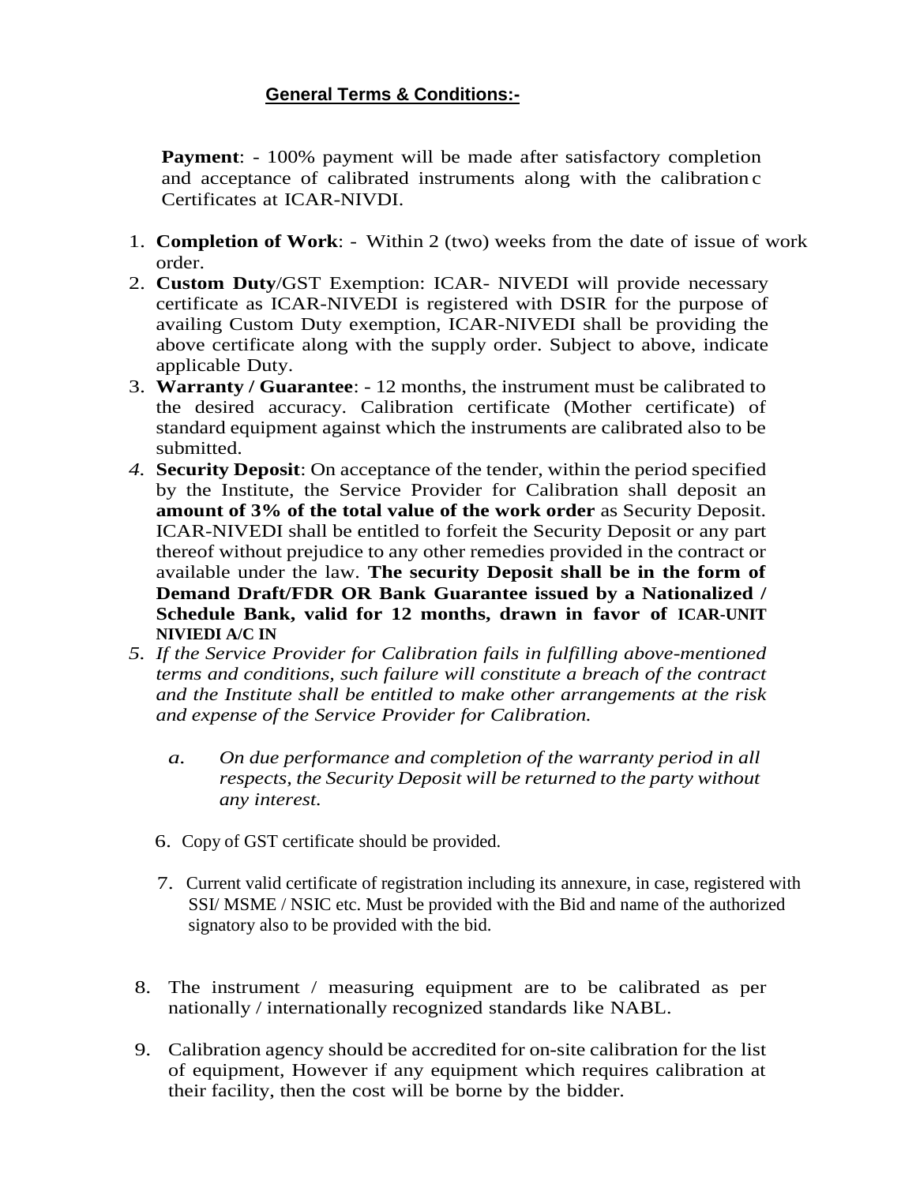## General Terms & Conditions:-

**Payment**: - 100% payment will be made after satisfactory completion and acceptance of calibrated instruments along with the calibration c Certificates at ICAR-NIVDI.

1. **Completion of Work**: - Within 2 (two) weeks from the date of issue of work order.
2. **Custom Duty**/GST Exemption: ICAR- NIVEDI will provide necessary certificate as ICAR-NIVEDI is registered with DSIR for the purpose of availing Custom Duty exemption, ICAR-NIVEDI shall be providing the above certificate along with the supply order. Subject to above, indicate applicable Duty.
3. **Warranty / Guarantee**: - 12 months, the instrument must be calibrated to the desired accuracy. Calibration certificate (Mother certificate) of standard equipment against which the instruments are calibrated also to be submitted.
4. **Security Deposit**: On acceptance of the tender, within the period specified by the Institute, the Service Provider for Calibration shall deposit an **amount of 3% of the total value of the work order** as Security Deposit. ICAR-NIVEDI shall be entitled to forfeit the Security Deposit or any part thereof without prejudice to any other remedies provided in the contract or available under the law. **The security Deposit shall be in the form of Demand Draft/FDR OR Bank Guarantee issued by a Nationalized / Schedule Bank, valid for 12 months, drawn in favor of ICAR-UNIT NIVIEDI A/C IN**
5. *If the Service Provider for Calibration fails in fulfilling above-mentioned terms and conditions, such failure will constitute a breach of the contract and the Institute shall be entitled to make other arrangements at the risk and expense of the Service Provider for Calibration.*

    a. *On due performance and completion of the warranty period in all respects, the Security Deposit will be returned to the party without any interest.*

6. Copy of GST certificate should be provided.
7. Current valid certificate of registration including its annexure, in case, registered with SSI/ MSME / NSIC etc. Must be provided with the Bid and name of the authorized signatory also to be provided with the bid.
8. The instrument / measuring equipment are to be calibrated as per nationally / internationally recognized standards like NABL.
9. Calibration agency should be accredited for on-site calibration for the list of equipment, However if any equipment which requires calibration at their facility, then the cost will be borne by the bidder.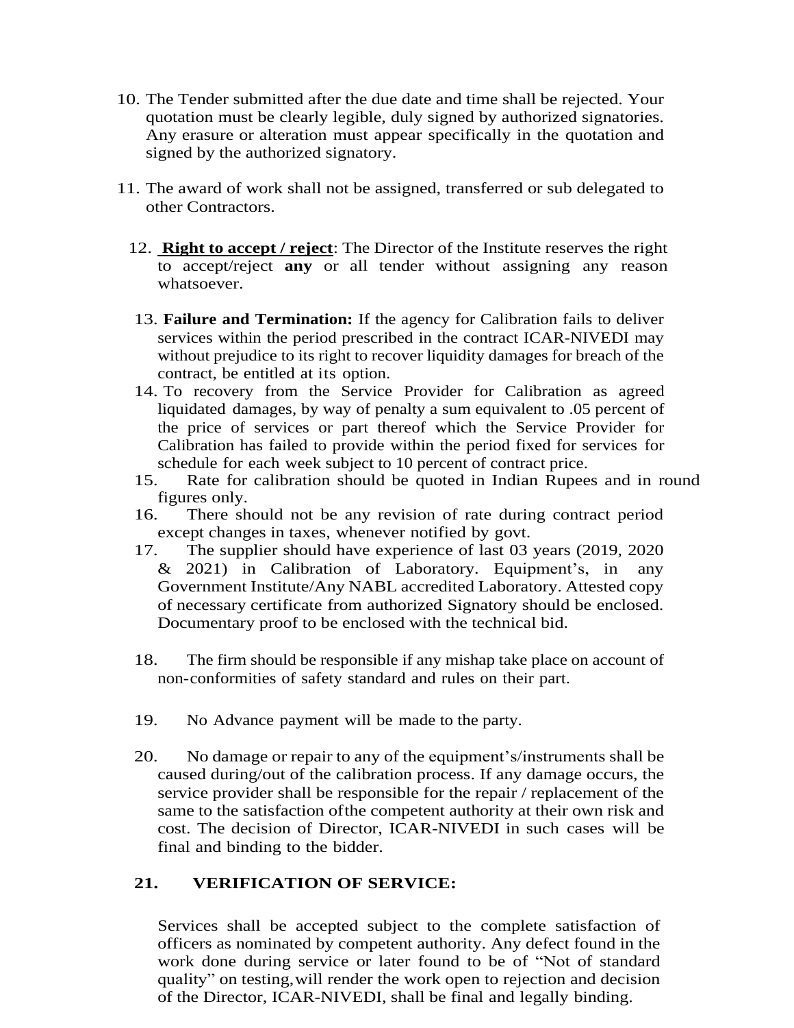10. The Tender submitted after the due date and time shall be rejected. Your quotation must be clearly legible, duly signed by authorized signatories. Any erasure or alteration must appear specifically in the quotation and signed by the authorized signatory.

11. The award of work shall not be assigned, transferred or sub delegated to other Contractors.

12. **Right to accept / reject**: The Director of the Institute reserves the right to accept/reject **any** or all tender without assigning any reason whatsoever.

13. **Failure and Termination:** If the agency for Calibration fails to deliver services within the period prescribed in the contract ICAR-NIVEDI may without prejudice to its right to recover liquidity damages for breach of the contract, be entitled at its option.
14. To recovery from the Service Provider for Calibration as agreed liquidated damages, by way of penalty a sum equivalent to .05 percent of the price of services or part thereof which the Service Provider for Calibration has failed to provide within the period fixed for services for schedule for each week subject to 10 percent of contract price.
15. Rate for calibration should be quoted in Indian Rupees and in round figures only.
16. There should not be any revision of rate during contract period except changes in taxes, whenever notified by govt.
17. The supplier should have experience of last 03 years (2019, 2020 & 2021) in Calibration of Laboratory. Equipment's, in any Government Institute/Any NABL accredited Laboratory. Attested copy of necessary certificate from authorized Signatory should be enclosed. Documentary proof to be enclosed with the technical bid.

18. The firm should be responsible if any mishap take place on account of non-conformities of safety standard and rules on their part.

19. No Advance payment will be made to the party.

20. No damage or repair to any of the equipment's/instruments shall be caused during/out of the calibration process. If any damage occurs, the service provider shall be responsible for the repair / replacement of the same to the satisfaction ofthe competent authority at their own risk and cost. The decision of Director, ICAR-NIVEDI in such cases will be final and binding to the bidder.

**21. VERIFICATION OF SERVICE:**

Services shall be accepted subject to the complete satisfaction of officers as nominated by competent authority. Any defect found in the work done during service or later found to be of "Not of standard quality" on testing,will render the work open to rejection and decision of the Director, ICAR-NIVEDI, shall be final and legally binding.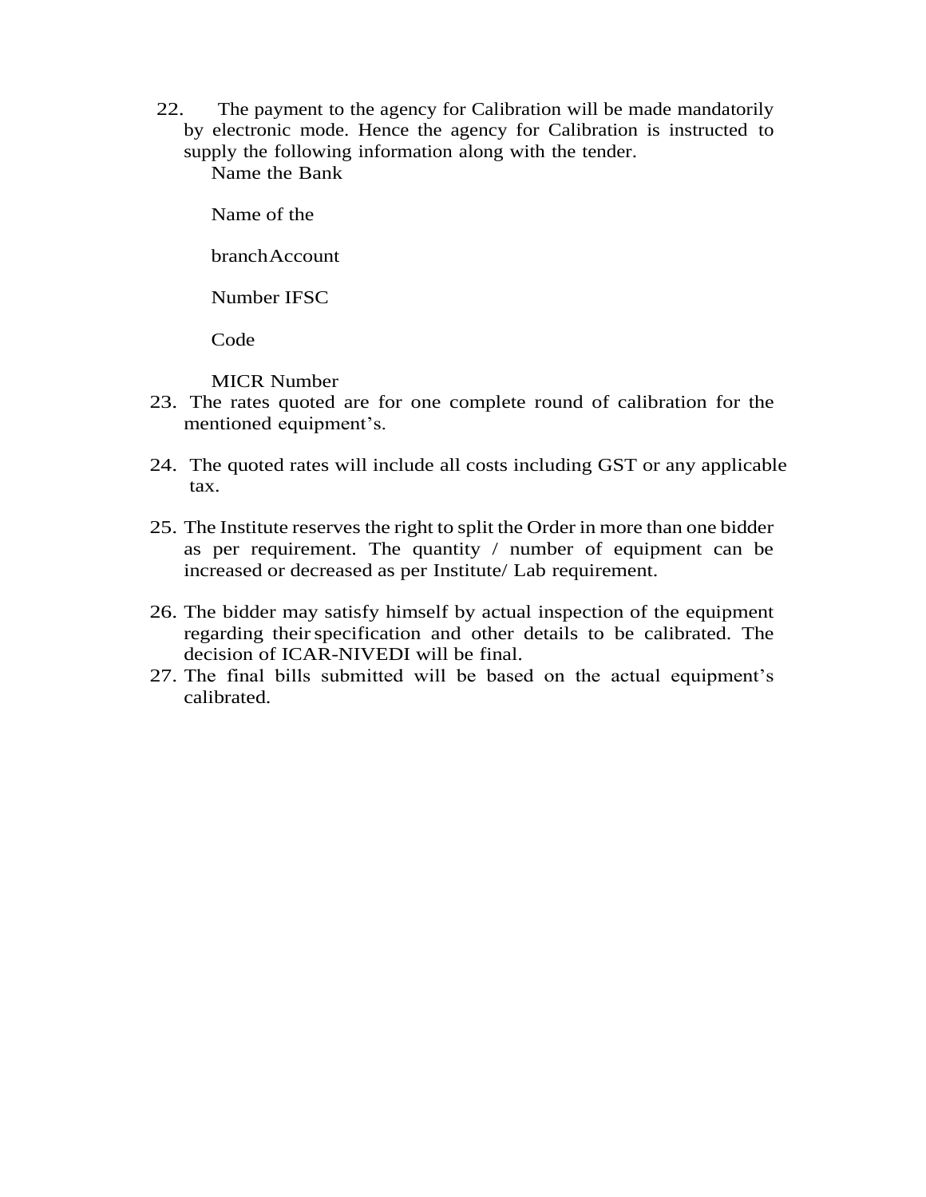22. The payment to the agency for Calibration will be made mandatorily by electronic mode. Hence the agency for Calibration is instructed to supply the following information along with the tender.

    Name the Bank

    Name of the

    branchAccount

    Number IFSC

    Code

    MICR Number

23. The rates quoted are for one complete round of calibration for the mentioned equipment's.

24. The quoted rates will include all costs including GST or any applicable tax.

25. The Institute reserves the right to split the Order in more than one bidder as per requirement. The quantity / number of equipment can be increased or decreased as per Institute/ Lab requirement.

26. The bidder may satisfy himself by actual inspection of the equipment regarding their specification and other details to be calibrated. The decision of ICAR-NIVEDI will be final.

27. The final bills submitted will be based on the actual equipment's calibrated.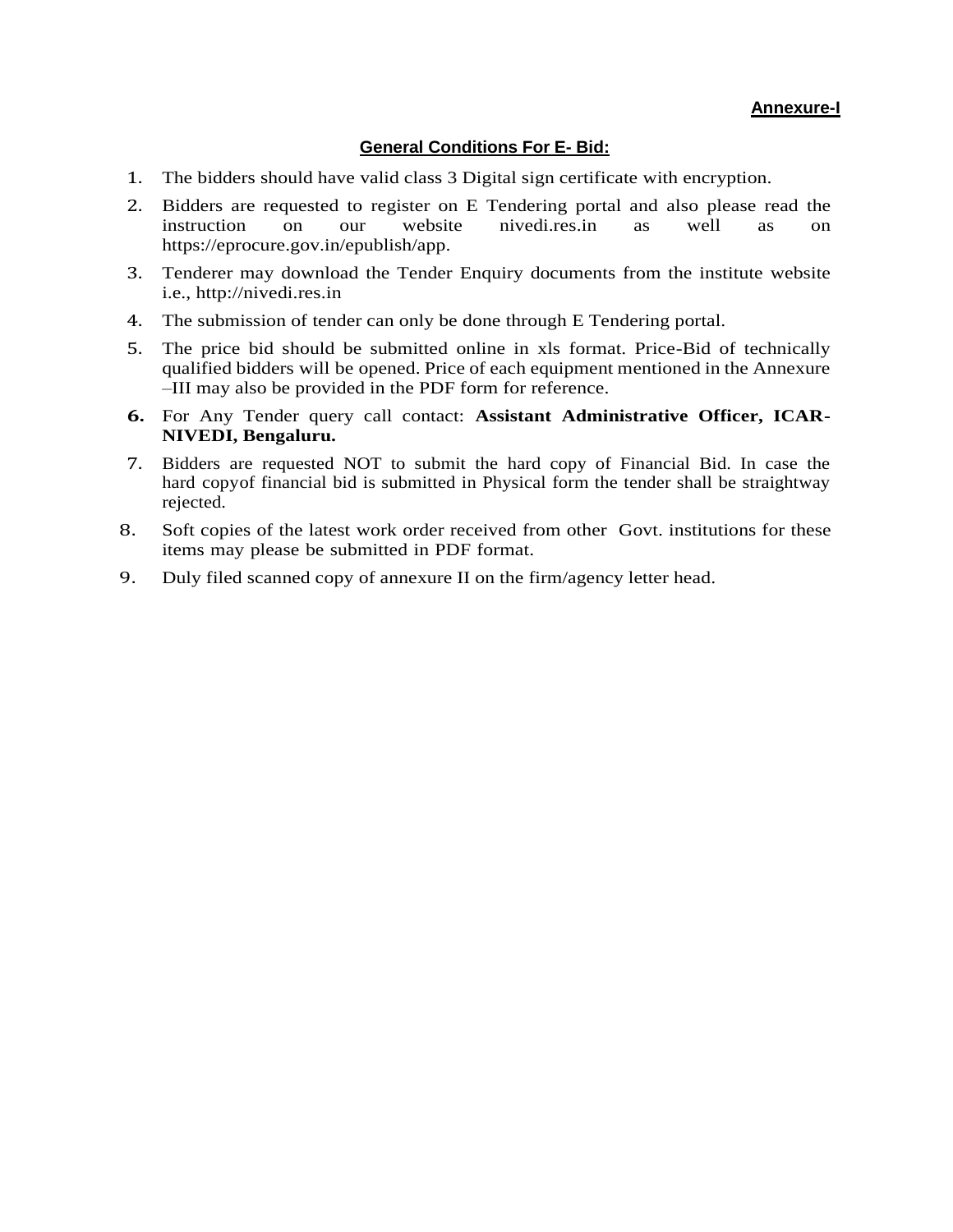**Annexure-I**

## General Conditions For E- Bid:

1. The bidders should have valid class 3 Digital sign certificate with encryption.
2. Bidders are requested to register on E Tendering portal and also please read the instruction on our website nivedi.res.in as well as on https://eprocure.gov.in/epublish/app.
3. Tenderer may download the Tender Enquiry documents from the institute website i.e., http://nivedi.res.in
4. The submission of tender can only be done through E Tendering portal.
5. The price bid should be submitted online in xls format. Price-Bid of technically qualified bidders will be opened. Price of each equipment mentioned in the Annexure –III may also be provided in the PDF form for reference.
6. For Any Tender query call contact: **Assistant Administrative Officer, ICAR-NIVEDI, Bengaluru.**
7. Bidders are requested NOT to submit the hard copy of Financial Bid. In case the hard copyof financial bid is submitted in Physical form the tender shall be straightway rejected.
8. Soft copies of the latest work order received from other Govt. institutions for these items may please be submitted in PDF format.
9. Duly filed scanned copy of annexure II on the firm/agency letter head.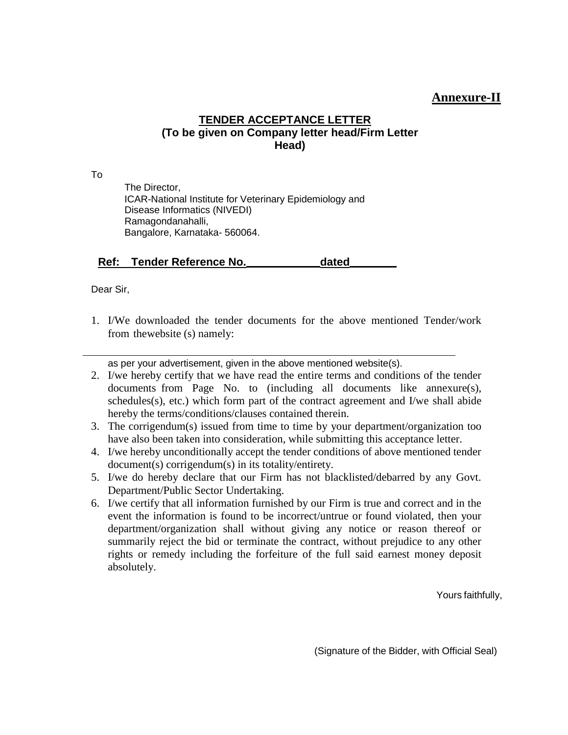**Annexure-II**

## TENDER ACCEPTANCE LETTER

**(To be given on Company letter head/Firm Letter Head)**

To

The Director,
ICAR-National Institute for Veterinary Epidemiology and Disease Informatics (NIVEDI)
Ramagondanahalli,
Bangalore, Karnataka- 560064.

**Ref: Tender Reference No.____________dated________**

Dear Sir,

1. I/We downloaded the tender documents for the above mentioned Tender/work from thewebsite (s) namely:

   ____________________________________________________________

   as per your advertisement, given in the above mentioned website(s).
2. I/we hereby certify that we have read the entire terms and conditions of the tender documents from Page No. to (including all documents like annexure(s), schedules(s), etc.) which form part of the contract agreement and I/we shall abide hereby the terms/conditions/clauses contained therein.
3. The corrigendum(s) issued from time to time by your department/organization too have also been taken into consideration, while submitting this acceptance letter.
4. I/we hereby unconditionally accept the tender conditions of above mentioned tender document(s) corrigendum(s) in its totality/entirety.
5. I/we do hereby declare that our Firm has not blacklisted/debarred by any Govt. Department/Public Sector Undertaking.
6. I/we certify that all information furnished by our Firm is true and correct and in the event the information is found to be incorrect/untrue or found violated, then your department/organization shall without giving any notice or reason thereof or summarily reject the bid or terminate the contract, without prejudice to any other rights or remedy including the forfeiture of the full said earnest money deposit absolutely.

Yours faithfully,

(Signature of the Bidder, with Official Seal)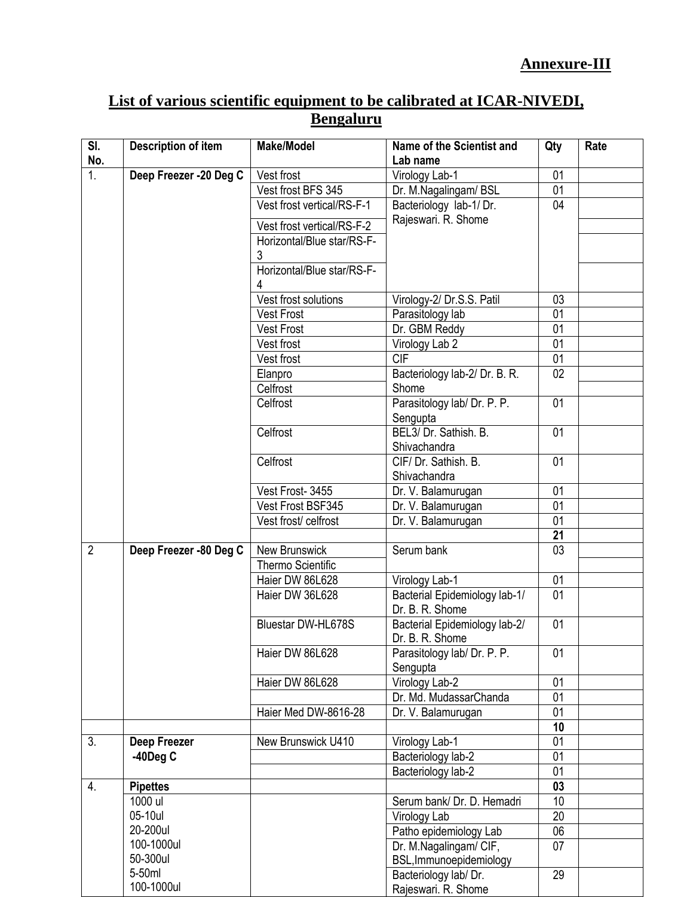**Annexure-III**

## List of various scientific equipment to be calibrated at ICAR-NIVEDI, Bengaluru

| Sl. No. | Description of item | Make/Model | Name of the Scientist and Lab name | Qty | Rate |
|---|---|---|---|---|---|
| 1. | **Deep Freezer -20 Deg C** | Vest frost | Virology Lab-1 | 01 | |
| | | Vest frost BFS 345 | Dr. M.Nagalingam/ BSL | 01 | |
| | | Vest frost vertical/RS-F-1 | Bacteriology lab-1/ Dr. Rajeswari. R. Shome | 04 | |
| | | Vest frost vertical/RS-F-2 | | | |
| | | Horizontal/Blue star/RS-F-3 | | | |
| | | Horizontal/Blue star/RS-F-4 | | | |
| | | Vest frost solutions | Virology-2/ Dr.S.S. Patil | 03 | |
| | | Vest Frost | Parasitology lab | 01 | |
| | | Vest Frost | Dr. GBM Reddy | 01 | |
| | | Vest frost | Virology Lab 2 | 01 | |
| | | Vest frost | CIF | 01 | |
| | | Elanpro | Bacteriology lab-2/ Dr. B. R. Shome | 02 | |
| | | Celfrost | | | |
| | | Celfrost | Parasitology lab/ Dr. P. P. Sengupta | 01 | |
| | | Celfrost | BEL3/ Dr. Sathish. B. Shivachandra | 01 | |
| | | Celfrost | CIF/ Dr. Sathish. B. Shivachandra | 01 | |
| | | Vest Frost- 3455 | Dr. V. Balamurugan | 01 | |
| | | Vest Frost BSF345 | Dr. V. Balamurugan | 01 | |
| | | Vest frost/ celfrost | Dr. V. Balamurugan | 01 | |
| | | | | **21** | |
| 2 | **Deep Freezer -80 Deg C** | New Brunswick | Serum bank | 03 | |
| | | Thermo Scientific | | | |
| | | Haier DW 86L628 | Virology Lab-1 | 01 | |
| | | Haier DW 36L628 | Bacterial Epidemiology lab-1/ Dr. B. R. Shome | 01 | |
| | | Bluestar DW-HL678S | Bacterial Epidemiology lab-2/ Dr. B. R. Shome | 01 | |
| | | Haier DW 86L628 | Parasitology lab/ Dr. P. P. Sengupta | 01 | |
| | | Haier DW 86L628 | Virology Lab-2 | 01 | |
| | | | Dr. Md. MudassarChanda | 01 | |
| | | Haier Med DW-8616-28 | Dr. V. Balamurugan | 01 | |
| | | | | **10** | |
| 3. | **Deep Freezer -40Deg C** | New Brunswick U410 | Virology Lab-1 | 01 | |
| | | | Bacteriology lab-2 | 01 | |
| | | | Bacteriology lab-2 | 01 | |
| 4. | **Pipettes** | | | **03** | |
| | 1000 ul<br>05-10ul<br>20-200ul<br>100-1000ul<br>50-300ul<br>5-50ml<br>100-1000ul | | Serum bank/ Dr. D. Hemadri | 10 | |
| | | | Virology Lab | 20 | |
| | | | Patho epidemiology Lab | 06 | |
| | | | Dr. M.Nagalingam/ CIF, BSL,Immunoepidemiology | 07 | |
| | | | Bacteriology lab/ Dr. Rajeswari. R. Shome | 29 | |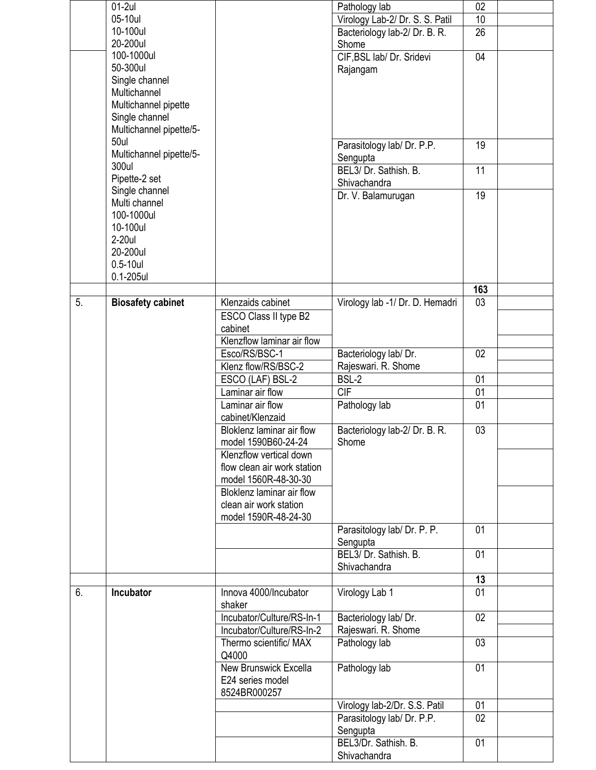| | | | | | |
|---|---|---|---|---|---|
| | 01-2ul<br>05-10ul<br>10-100ul<br>20-200ul | | Pathology lab | 02 | |
| | | | Virology Lab-2/ Dr. S. S. Patil | 10 | |
| | | | Bacteriology lab-2/ Dr. B. R. Shome | 26 | |
| | 100-1000ul<br>50-300ul<br>Single channel<br>Multichannel<br>Multichannel pipette<br>Single channel<br>Multichannel pipette/5-50ul | | CIF,BSL lab/ Dr. Sridevi Rajangam | 04 | |
| | Multichannel pipette/5-300ul | | Parasitology lab/ Dr. P.P. Sengupta | 19 | |
| | Pipette-2 set | | BEL3/ Dr. Sathish. B. Shivachandra | 11 | |
| | Single channel<br>Multi channel<br>100-1000ul<br>10-100ul<br>2-20ul<br>20-200ul<br>0.5-10ul<br>0.1-205ul | | Dr. V. Balamurugan | 19 | |
| | | | | **163** | |
| 5. | **Biosafety cabinet** | Klenzaids cabinet | Virology lab -1/ Dr. D. Hemadri | 03 | |
| | | ESCO Class II type B2 cabinet | | | |
| | | Klenzflow laminar air flow | | | |
| | | Esco/RS/BSC-1 | Bacteriology lab/ Dr. Rajeswari. R. Shome | 02 | |
| | | Klenz flow/RS/BSC-2 | | | |
| | | ESCO (LAF) BSL-2 | BSL-2 | 01 | |
| | | Laminar air flow | CIF | 01 | |
| | | Laminar air flow cabinet/Klenzaid | Pathology lab | 01 | |
| | | Bloklenz laminar air flow model 1590B60-24-24 | Bacteriology lab-2/ Dr. B. R. Shome | 03 | |
| | | Klenzflow vertical down flow clean air work station model 1560R-48-30-30 | | | |
| | | Bloklenz laminar air flow clean air work station model 1590R-48-24-30 | | | |
| | | | Parasitology lab/ Dr. P. P. Sengupta | 01 | |
| | | | BEL3/ Dr. Sathish. B. Shivachandra | 01 | |
| | | | | **13** | |
| 6. | **Incubator** | Innova 4000/Incubator shaker | Virology Lab 1 | 01 | |
| | | Incubator/Culture/RS-In-1 | Bacteriology lab/ Dr. Rajeswari. R. Shome | 02 | |
| | | Incubator/Culture/RS-In-2 | | | |
| | | Thermo scientific/ MAX Q4000 | Pathology lab | 03 | |
| | | New Brunswick Excella E24 series model 8524BR000257 | Pathology lab | 01 | |
| | | | Virology lab-2/Dr. S.S. Patil | 01 | |
| | | | Parasitology lab/ Dr. P.P. Sengupta | 02 | |
| | | | BEL3/Dr. Sathish. B. Shivachandra | 01 | |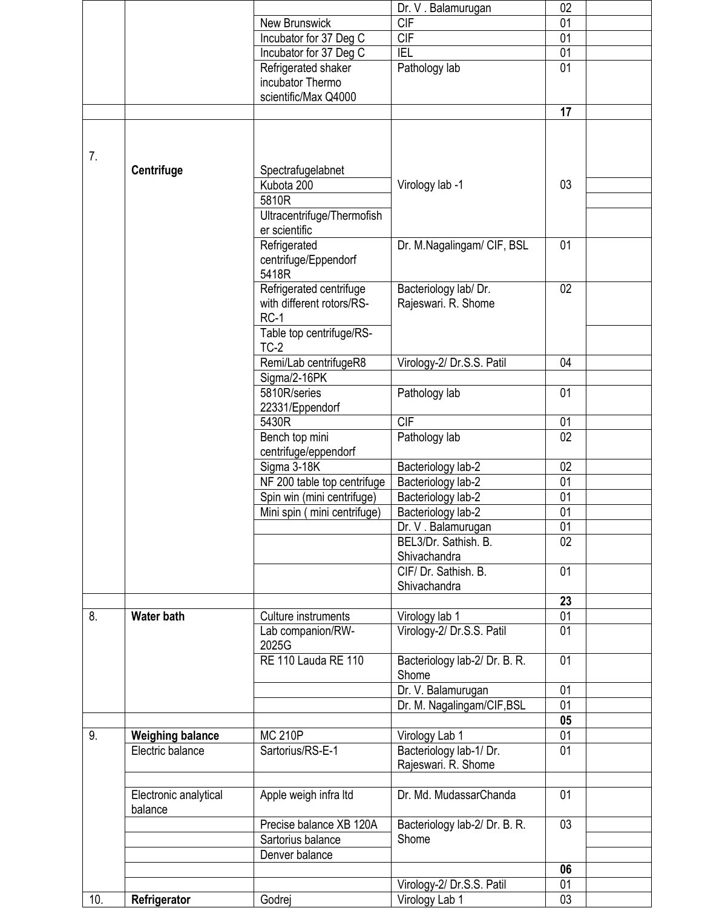| | | | Dr. V . Balamurugan | 02 | |
|---|---|---|---|---|---|
| | | New Brunswick | CIF | 01 | |
| | | Incubator for 37 Deg C | CIF | 01 | |
| | | Incubator for 37 Deg C | IEL | 01 | |
| | | Refrigerated shaker incubator Thermo scientific/Max Q4000 | Pathology lab | 01 | |
| | | | | **17** | |
| 7. | **Centrifuge** | Spectrafugelabnet | Virology lab -1 | 03 | |
| | | Kubota 200 | | | |
| | | 5810R | | | |
| | | Ultracentrifuge/Thermofisher scientific | | | |
| | | Refrigerated centrifuge/Eppendorf 5418R | Dr. M.Nagalingam/ CIF, BSL | 01 | |
| | | Refrigerated centrifuge with different rotors/RS-RC-1 | Bacteriology lab/ Dr. Rajeswari. R. Shome | 02 | |
| | | Table top centrifuge/RS-TC-2 | | | |
| | | Remi/Lab centrifugeR8 | Virology-2/ Dr.S.S. Patil | 04 | |
| | | Sigma/2-16PK | | | |
| | | 5810R/series 22331/Eppendorf | Pathology lab | 01 | |
| | | 5430R | CIF | 01 | |
| | | Bench top mini centrifuge/eppendorf | Pathology lab | 02 | |
| | | Sigma 3-18K | Bacteriology lab-2 | 02 | |
| | | NF 200 table top centrifuge | Bacteriology lab-2 | 01 | |
| | | Spin win (mini centrifuge) | Bacteriology lab-2 | 01 | |
| | | Mini spin ( mini centrifuge) | Bacteriology lab-2 | 01 | |
| | | | Dr. V . Balamurugan | 01 | |
| | | | BEL3/Dr. Sathish. B. Shivachandra | 02 | |
| | | | CIF/ Dr. Sathish. B. Shivachandra | 01 | |
| | | | | **23** | |
| 8. | **Water bath** | Culture instruments | Virology lab 1 | 01 | |
| | | Lab companion/RW-2025G | Virology-2/ Dr.S.S. Patil | 01 | |
| | | RE 110 Lauda RE 110 | Bacteriology lab-2/ Dr. B. R. Shome | 01 | |
| | | | Dr. V. Balamurugan | 01 | |
| | | | Dr. M. Nagalingam/CIF,BSL | 01 | |
| | | | | **05** | |
| 9. | **Weighing balance** | MC 210P | Virology Lab 1 | 01 | |
| | Electric balance | Sartorius/RS-E-1 | Bacteriology lab-1/ Dr. Rajeswari. R. Shome | 01 | |
| | | | | | |
| | Electronic analytical balance | Apple weigh infra ltd | Dr. Md. MudassarChanda | 01 | |
| | | Precise balance XB 120A | Bacteriology lab-2/ Dr. B. R. Shome | 03 | |
| | | Sartorius balance | | | |
| | | Denver balance | | | |
| | | | | **06** | |
| | | | Virology-2/ Dr.S.S. Patil | 01 | |
| 10. | **Refrigerator** | Godrej | Virology Lab 1 | 03 | |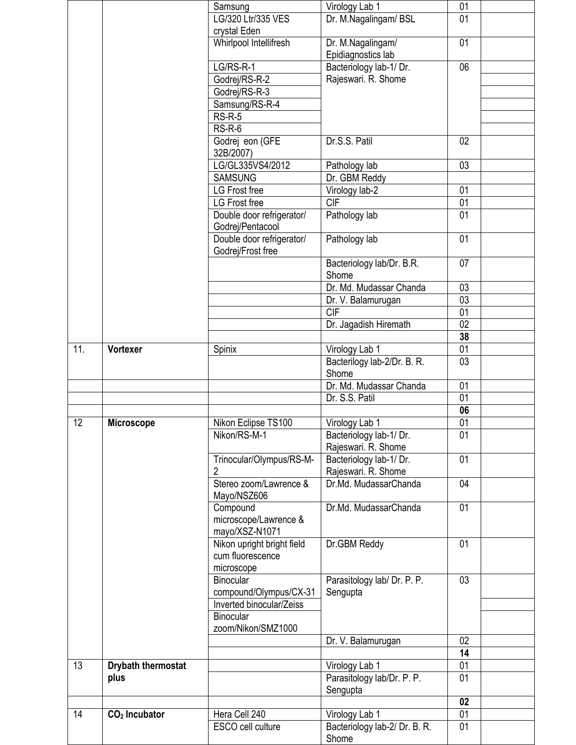| | | Samsung | Virology Lab 1 | 01 | |
|---|---|---|---|---|---|
| | | LG/320 Ltr/335 VES crystal Eden | Dr. M.Nagalingam/ BSL | 01 | |
| | | Whirlpool Intellifresh | Dr. M.Nagalingam/ Epidiagnostics lab | 01 | |
| | | LG/RS-R-1 | Bacteriology lab-1/ Dr. Rajeswari. R. Shome | 06 | |
| | | Godrej/RS-R-2 | | | |
| | | Godrej/RS-R-3 | | | |
| | | Samsung/RS-R-4 | | | |
| | | RS-R-5 | | | |
| | | RS-R-6 | | | |
| | | Godrej eon (GFE 32B/2007) | Dr.S.S. Patil | 02 | |
| | | LG/GL335VS4/2012 | Pathology lab | 03 | |
| | | SAMSUNG | Dr. GBM Reddy | | |
| | | LG Frost free | Virology lab-2 | 01 | |
| | | LG Frost free | CIF | 01 | |
| | | Double door refrigerator/ Godrej/Pentacool | Pathology lab | 01 | |
| | | Double door refrigerator/ Godrej/Frost free | Pathology lab | 01 | |
| | | | Bacteriology lab/Dr. B.R. Shome | 07 | |
| | | | Dr. Md. Mudassar Chanda | 03 | |
| | | | Dr. V. Balamurugan | 03 | |
| | | | CIF | 01 | |
| | | | Dr. Jagadish Hiremath | 02 | |
| | | | | **38** | |
| 11. | **Vortexer** | Spinix | Virology Lab 1 | 01 | |
| | | | Bacterilogy lab-2/Dr. B. R. Shome | 03 | |
| | | | Dr. Md. Mudassar Chanda | 01 | |
| | | | Dr. S.S. Patil | 01 | |
| | | | | **06** | |
| 12 | **Microscope** | Nikon Eclipse TS100 | Virology Lab 1 | 01 | |
| | | Nikon/RS-M-1 | Bacteriology lab-1/ Dr. Rajeswari. R. Shome | 01 | |
| | | Trinocular/Olympus/RS-M-2 | Bacteriology lab-1/ Dr. Rajeswari. R. Shome | 01 | |
| | | Stereo zoom/Lawrence & Mayo/NSZ606 | Dr.Md. MudassarChanda | 04 | |
| | | Compound microscope/Lawrence & mayo/XSZ-N1071 | Dr.Md. MudassarChanda | 01 | |
| | | Nikon upright bright field cum fluorescence microscope | Dr.GBM Reddy | 01 | |
| | | Binocular compound/Olympus/CX-31 | Parasitology lab/ Dr. P. P. Sengupta | 03 | |
| | | Inverted binocular/Zeiss | | | |
| | | Binocular zoom/Nikon/SMZ1000 | | | |
| | | | Dr. V. Balamurugan | 02 | |
| | | | | **14** | |
| 13 | **Drybath thermostat plus** | | Virology Lab 1 | 01 | |
| | | | Parasitology lab/Dr. P. P. Sengupta | 01 | |
| | | | | **02** | |
| 14 | **$CO_2$ Incubator** | Hera Cell 240 | Virology Lab 1 | 01 | |
| | | ESCO cell culture | Bacteriology lab-2/ Dr. B. R. Shome | 01 | |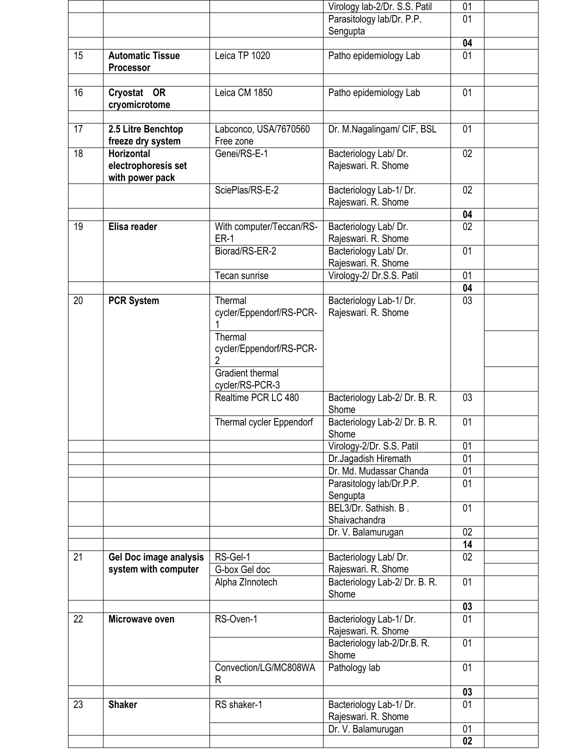| | | | | | |
|---|---|---|---|---|---|
| | | | Virology lab-2/Dr. S.S. Patil | 01 | |
| | | | Parasitology lab/Dr. P.P. Sengupta | 01 | |
| | | | | **04** | |
| 15 | **Automatic Tissue Processor** | Leica TP 1020 | Patho epidemiology Lab | 01 | |
| | | | | | |
| 16 | **Cryostat OR cryomicrotome** | Leica CM 1850 | Patho epidemiology Lab | 01 | |
| | | | | | |
| 17 | **2.5 Litre Benchtop freeze dry system** | Labconco, USA/7670560 Free zone | Dr. M.Nagalingam/ CIF, BSL | 01 | |
| 18 | **Horizontal electrophoresis set with power pack** | Genei/RS-E-1 | Bacteriology Lab/ Dr. Rajeswari. R. Shome | 02 | |
| | | SciePlas/RS-E-2 | Bacteriology Lab-1/ Dr. Rajeswari. R. Shome | 02 | |
| | | | | **04** | |
| 19 | **Elisa reader** | With computer/Teccan/RS-ER-1 | Bacteriology Lab/ Dr. Rajeswari. R. Shome | 02 | |
| | | Biorad/RS-ER-2 | Bacteriology Lab/ Dr. Rajeswari. R. Shome | 01 | |
| | | Tecan sunrise | Virology-2/ Dr.S.S. Patil | 01 | |
| | | | | **04** | |
| 20 | **PCR System** | Thermal cycler/Eppendorf/RS-PCR-1 | Bacteriology Lab-1/ Dr. Rajeswari. R. Shome | 03 | |
| | | Thermal cycler/Eppendorf/RS-PCR-2 | | | |
| | | Gradient thermal cycler/RS-PCR-3 | | | |
| | | Realtime PCR LC 480 | Bacteriology Lab-2/ Dr. B. R. Shome | 03 | |
| | | Thermal cycler Eppendorf | Bacteriology Lab-2/ Dr. B. R. Shome | 01 | |
| | | | Virology-2/Dr. S.S. Patil | 01 | |
| | | | Dr.Jagadish Hiremath | 01 | |
| | | | Dr. Md. Mudassar Chanda | 01 | |
| | | | Parasitology lab/Dr.P.P. Sengupta | 01 | |
| | | | BEL3/Dr. Sathish. B . Shaivachandra | 01 | |
| | | | Dr. V. Balamurugan | 02 | |
| | | | | **14** | |
| 21 | **Gel Doc image analysis system with computer** | RS-Gel-1 | Bacteriology Lab/ Dr. Rajeswari. R. Shome | 02 | |
| | | G-box Gel doc | | | |
| | | Alpha ZInnotech | Bacteriology Lab-2/ Dr. B. R. Shome | 01 | |
| | | | | **03** | |
| 22 | **Microwave oven** | RS-Oven-1 | Bacteriology Lab-1/ Dr. Rajeswari. R. Shome | 01 | |
| | | | Bacteriology lab-2/Dr.B. R. Shome | 01 | |
| | | Convection/LG/MC808WAR | Pathology lab | 01 | |
| | | | | **03** | |
| 23 | **Shaker** | RS shaker-1 | Bacteriology Lab-1/ Dr. Rajeswari. R. Shome | 01 | |
| | | | Dr. V. Balamurugan | 01 | |
| | | | | **02** | |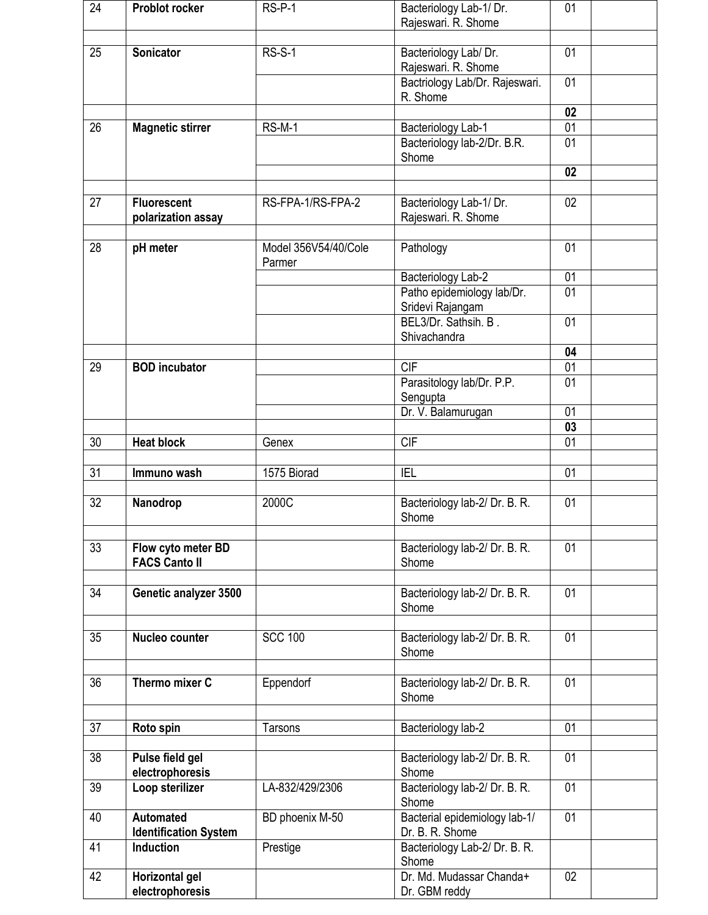| | | | | | |
|---|---|---|---|---|---|
| 24 | **Problot rocker** | RS-P-1 | Bacteriology Lab-1/ Dr. Rajeswari. R. Shome | 01 | |
| | | | | | |
| 25 | **Sonicator** | RS-S-1 | Bacteriology Lab/ Dr. Rajeswari. R. Shome | 01 | |
| | | | Bactriology Lab/Dr. Rajeswari. R. Shome | 01 | |
| | | | | **02** | |
| 26 | **Magnetic stirrer** | RS-M-1 | Bacteriology Lab-1 | 01 | |
| | | | Bacteriology lab-2/Dr. B.R. Shome | 01 | |
| | | | | **02** | |
| | | | | | |
| 27 | **Fluorescent polarization assay** | RS-FPA-1/RS-FPA-2 | Bacteriology Lab-1/ Dr. Rajeswari. R. Shome | 02 | |
| | | | | | |
| 28 | **pH meter** | Model 356V54/40/Cole Parmer | Pathology | 01 | |
| | | | Bacteriology Lab-2 | 01 | |
| | | | Patho epidemiology lab/Dr. Sridevi Rajangam | 01 | |
| | | | BEL3/Dr. Sathsih. B . Shivachandra | 01 | |
| | | | | **04** | |
| 29 | **BOD incubator** | | CIF | 01 | |
| | | | Parasitology lab/Dr. P.P. Sengupta | 01 | |
| | | | Dr. V. Balamurugan | 01 | |
| | | | | **03** | |
| 30 | **Heat block** | Genex | CIF | 01 | |
| | | | | | |
| 31 | **Immuno wash** | 1575 Biorad | IEL | 01 | |
| | | | | | |
| 32 | **Nanodrop** | 2000C | Bacteriology lab-2/ Dr. B. R. Shome | 01 | |
| | | | | | |
| 33 | **Flow cyto meter BD FACS Canto II** | | Bacteriology lab-2/ Dr. B. R. Shome | 01 | |
| | | | | | |
| 34 | **Genetic analyzer 3500** | | Bacteriology lab-2/ Dr. B. R. Shome | 01 | |
| | | | | | |
| 35 | **Nucleo counter** | SCC 100 | Bacteriology lab-2/ Dr. B. R. Shome | 01 | |
| | | | | | |
| 36 | **Thermo mixer C** | Eppendorf | Bacteriology lab-2/ Dr. B. R. Shome | 01 | |
| | | | | | |
| 37 | **Roto spin** | Tarsons | Bacteriology lab-2 | 01 | |
| | | | | | |
| 38 | **Pulse field gel electrophoresis** | | Bacteriology lab-2/ Dr. B. R. Shome | 01 | |
| 39 | **Loop sterilizer** | LA-832/429/2306 | Bacteriology lab-2/ Dr. B. R. Shome | 01 | |
| 40 | **Automated Identification System** | BD phoenix M-50 | Bacterial epidemiology lab-1/ Dr. B. R. Shome | 01 | |
| 41 | **Induction** | Prestige | Bacteriology Lab-2/ Dr. B. R. Shome | | |
| 42 | **Horizontal gel electrophoresis** | | Dr. Md. Mudassar Chanda+ Dr. GBM reddy | 02 | |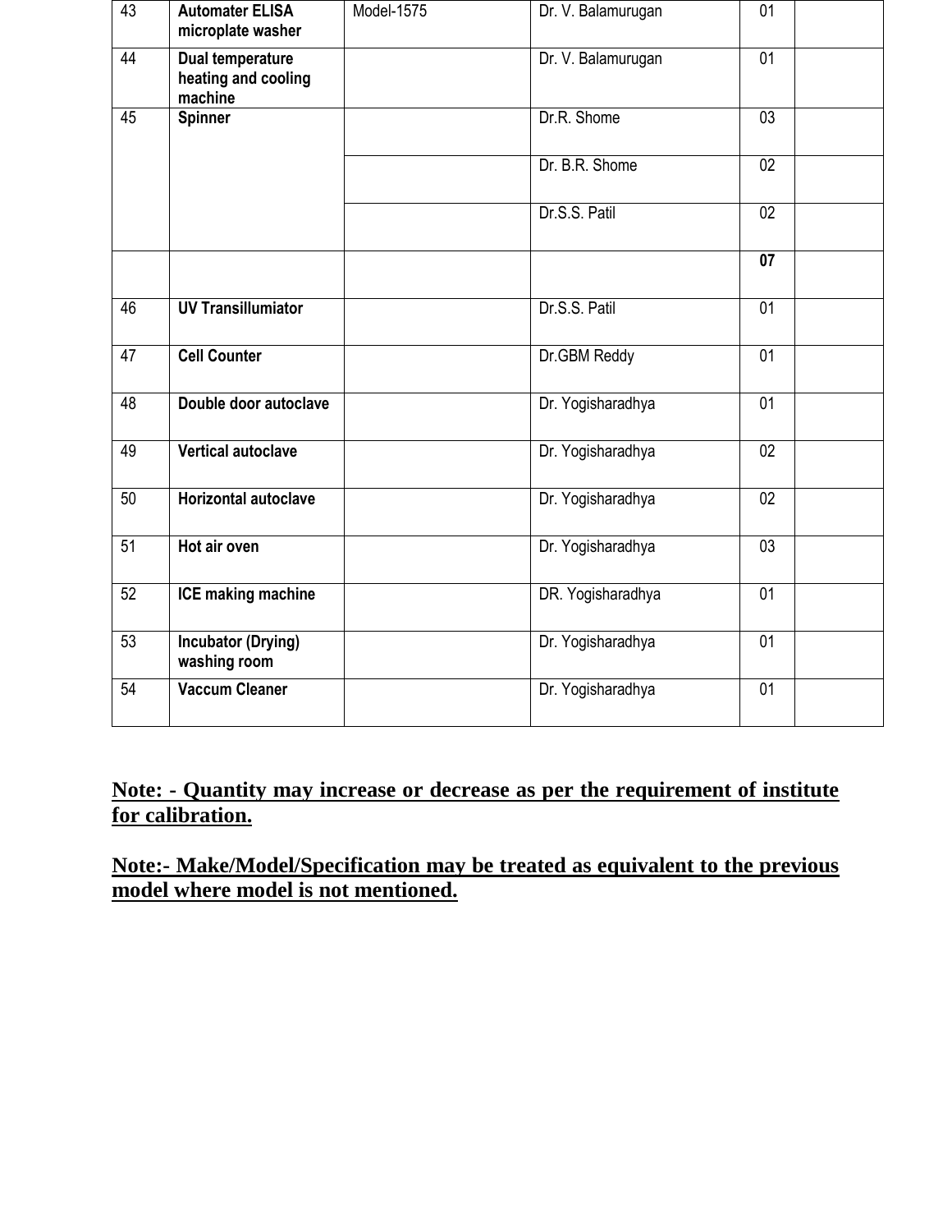| 43 | **Automater ELISA microplate washer** | Model-1575 | Dr. V. Balamurugan | 01 | |
|---|---|---|---|---|---|
| 44 | **Dual temperature heating and cooling machine** | | Dr. V. Balamurugan | 01 | |
| 45 | **Spinner** | | Dr.R. Shome | 03 | |
| | | | Dr. B.R. Shome | 02 | |
| | | | Dr.S.S. Patil | 02 | |
| | | | | **07** | |
| 46 | **UV Transillumiator** | | Dr.S.S. Patil | 01 | |
| 47 | **Cell Counter** | | Dr.GBM Reddy | 01 | |
| 48 | **Double door autoclave** | | Dr. Yogisharadhya | 01 | |
| 49 | **Vertical autoclave** | | Dr. Yogisharadhya | 02 | |
| 50 | **Horizontal autoclave** | | Dr. Yogisharadhya | 02 | |
| 51 | **Hot air oven** | | Dr. Yogisharadhya | 03 | |
| 52 | **ICE making machine** | | DR. Yogisharadhya | 01 | |
| 53 | **Incubator (Drying) washing room** | | Dr. Yogisharadhya | 01 | |
| 54 | **Vaccum Cleaner** | | Dr. Yogisharadhya | 01 | |

**Note: - Quantity may increase or decrease as per the requirement of institute for calibration.**

**Note:- Make/Model/Specification may be treated as equivalent to the previous model where model is not mentioned.**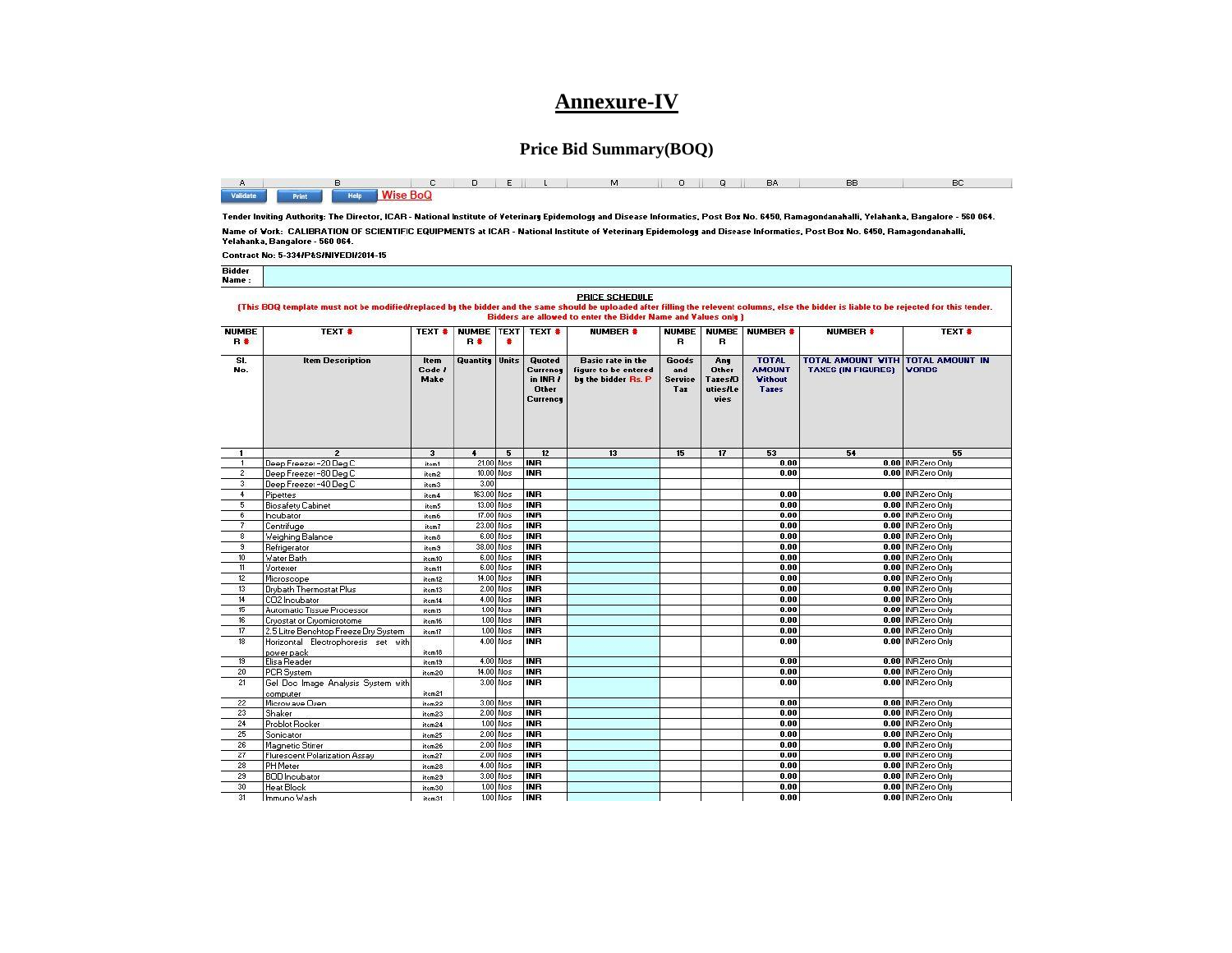# Annexure-IV

## Price Bid Summary(BOQ)

| A | B | C | D | E | L | M | O | Q | BA | BB | BC |
|---|---|---|---|---|---|---|---|---|---|---|---|

Validate | Print | Help | **Wise BoQ**

**Tender Inviting Authority: The Director, ICAR - National Institute of Veterinary Epidemology and Disease Informatics, Post Box No. 6450, Ramagondanahalli, Yelahanka, Bangalore - 560 064.**

**Name of Work: CALIBRATION OF SCIENTIFIC EQUIPMENTS at ICAR - National Institute of Veterinary Epidemology and Disease Informatics, Post Box No. 6450, Ramagondanahalli, Yelahanka, Bangalore - 560 064.**

**Contract No: 5-334/P&S/NIVEDI/2014-15**

**Bidder Name :**

**PRICE SCHEDULE**

**(This BOQ template must not be modified/replaced by the bidder and the same should be uploaded after filling the relevent columns, else the bidder is liable to be rejected for this tender. Bidders are allowed to enter the Bidder Name and Values only )**

| NUMBER # | TEXT # | TEXT # | NUMBER # | TEXT # | TEXT # | NUMBER # | NUMBER | NUMBER | NUMBER # | NUMBER # | TEXT # |
|---|---|---|---|---|---|---|---|---|---|---|---|
| Sl. No. | Item Description | Item Code / Make | Quantity | Units | Quoted Currency in INR / Other Currency | Basic rate in the figure to be entered by the bidder Rs. P | Goods and Service Tax | Any Other Taxes/Duties/Levies | TOTAL AMOUNT Without Taxes | TOTAL AMOUNT WITH TAXES (IN FIGURES) | TOTAL AMOUNT IN WORDS |
| 1 | 2 | 3 | 4 | 5 | 12 | 13 | 15 | 17 | 53 | 54 | 55 |
| 1 | Deep Freezer -20 Deg C | item1 | 21.00 | Nos | INR | | | | 0.00 | 0.00 | INR Zero Only |
| 2 | Deep Freezer -80 Deg C | item2 | 10.00 | Nos | INR | | | | 0.00 | 0.00 | INR Zero Only |
| 3 | Deep Freezer -40 Deg C | item3 | 3.00 | | | | | | | | |
| 4 | Pipettes | item4 | 163.00 | Nos | INR | | | | 0.00 | 0.00 | INR Zero Only |
| 5 | Biosafety Cabinet | item5 | 13.00 | Nos | INR | | | | 0.00 | 0.00 | INR Zero Only |
| 6 | Incubator | item6 | 17.00 | Nos | INR | | | | 0.00 | 0.00 | INR Zero Only |
| 7 | Centrifuge | item7 | 23.00 | Nos | INR | | | | 0.00 | 0.00 | INR Zero Only |
| 8 | Weighing Balance | item8 | 6.00 | Nos | INR | | | | 0.00 | 0.00 | INR Zero Only |
| 9 | Refrigerator | item9 | 38.00 | Nos | INR | | | | 0.00 | 0.00 | INR Zero Only |
| 10 | Water Bath | item10 | 6.00 | Nos | INR | | | | 0.00 | 0.00 | INR Zero Only |
| 11 | Vortexer | item11 | 6.00 | Nos | INR | | | | 0.00 | 0.00 | INR Zero Only |
| 12 | Microscope | item12 | 14.00 | Nos | INR | | | | 0.00 | 0.00 | INR Zero Only |
| 13 | Drybath Thermostat Plus | item13 | 2.00 | Nos | INR | | | | 0.00 | 0.00 | INR Zero Only |
| 14 | CO2 Incubator | item14 | 4.00 | Nos | INR | | | | 0.00 | 0.00 | INR Zero Only |
| 15 | Automatic Tissue Processor | item15 | 1.00 | Nos | INR | | | | 0.00 | 0.00 | INR Zero Only |
| 16 | Cryostat or Cryomicrotome | item16 | 1.00 | Nos | INR | | | | 0.00 | 0.00 | INR Zero Only |
| 17 | 2.5 Litre Benchtop Freeze Dry System | item17 | 1.00 | Nos | INR | | | | 0.00 | 0.00 | INR Zero Only |
| 18 | Horizontal Electrophoresis set with power pack | item18 | 4.00 | Nos | INR | | | | 0.00 | 0.00 | INR Zero Only |
| 19 | Elisa Reader | item19 | 4.00 | Nos | INR | | | | 0.00 | 0.00 | INR Zero Only |
| 20 | PCR System | item20 | 14.00 | Nos | INR | | | | 0.00 | 0.00 | INR Zero Only |
| 21 | Gel Doc Image Analysis System with computer | item21 | 3.00 | Nos | INR | | | | 0.00 | 0.00 | INR Zero Only |
| 22 | Microwave Oven | item22 | 3.00 | Nos | INR | | | | 0.00 | 0.00 | INR Zero Only |
| 23 | Shaker | item23 | 2.00 | Nos | INR | | | | 0.00 | 0.00 | INR Zero Only |
| 24 | Problot Rocker | item24 | 1.00 | Nos | INR | | | | 0.00 | 0.00 | INR Zero Only |
| 25 | Sonicator | item25 | 2.00 | Nos | INR | | | | 0.00 | 0.00 | INR Zero Only |
| 26 | Magnetic Stirer | item26 | 2.00 | Nos | INR | | | | 0.00 | 0.00 | INR Zero Only |
| 27 | Flurescent Polarization Assay | item27 | 2.00 | Nos | INR | | | | 0.00 | 0.00 | INR Zero Only |
| 28 | PH Meter | item28 | 4.00 | Nos | INR | | | | 0.00 | 0.00 | INR Zero Only |
| 29 | BOD Incubator | item29 | 3.00 | Nos | INR | | | | 0.00 | 0.00 | INR Zero Only |
| 30 | Heat Block | item30 | 1.00 | Nos | INR | | | | 0.00 | 0.00 | INR Zero Only |
| 31 | Immuno Wash | item31 | 1.00 | Nos | INR | | | | 0.00 | 0.00 | INR Zero Only |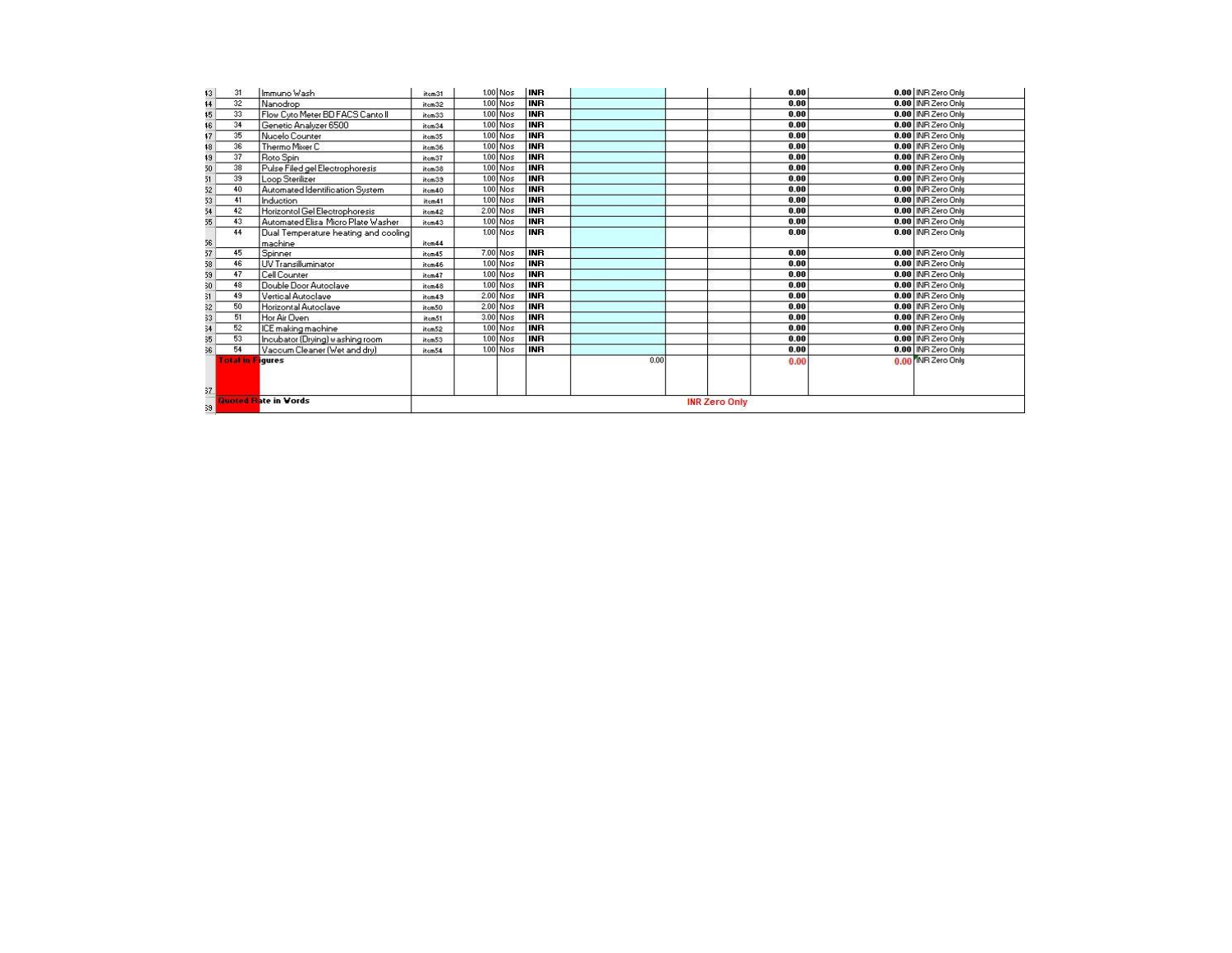| | | | | | | | | | | | |
|---|---|---|---|---|---|---|---|---|---|---|---|
| 31 | Immuno Wash | item31 | 1.00 | Nos | INR | | | | 0.00 | 0.00 | INR Zero Only |
| 32 | Nanodrop | item32 | 1.00 | Nos | INR | | | | 0.00 | 0.00 | INR Zero Only |
| 33 | Flow Cyto Meter BD FACS Canto II | item33 | 1.00 | Nos | INR | | | | 0.00 | 0.00 | INR Zero Only |
| 34 | Genetic Analyzer 6500 | item34 | 1.00 | Nos | INR | | | | 0.00 | 0.00 | INR Zero Only |
| 35 | Nucelo Counter | item35 | 1.00 | Nos | INR | | | | 0.00 | 0.00 | INR Zero Only |
| 36 | Thermo Mixer C | item36 | 1.00 | Nos | INR | | | | 0.00 | 0.00 | INR Zero Only |
| 37 | Roto Spin | item37 | 1.00 | Nos | INR | | | | 0.00 | 0.00 | INR Zero Only |
| 38 | Pulse Filed gel Electrophoresis | item38 | 1.00 | Nos | INR | | | | 0.00 | 0.00 | INR Zero Only |
| 39 | Loop Sterilizer | item39 | 1.00 | Nos | INR | | | | 0.00 | 0.00 | INR Zero Only |
| 40 | Automated Identification System | item40 | 1.00 | Nos | INR | | | | 0.00 | 0.00 | INR Zero Only |
| 41 | Induction | item41 | 1.00 | Nos | INR | | | | 0.00 | 0.00 | INR Zero Only |
| 42 | Horizontol Gel Electrophoresis | item42 | 2.00 | Nos | INR | | | | 0.00 | 0.00 | INR Zero Only |
| 43 | Automated Elisa Micro Plate Washer | item43 | 1.00 | Nos | INR | | | | 0.00 | 0.00 | INR Zero Only |
| 44 | Dual Temperature heating and cooling machine | item44 | 1.00 | Nos | INR | | | | 0.00 | 0.00 | INR Zero Only |
| 45 | Spinner | item45 | 7.00 | Nos | INR | | | | 0.00 | 0.00 | INR Zero Only |
| 46 | UV Transilluminator | item46 | 1.00 | Nos | INR | | | | 0.00 | 0.00 | INR Zero Only |
| 47 | Cell Counter | item47 | 1.00 | Nos | INR | | | | 0.00 | 0.00 | INR Zero Only |
| 48 | Double Door Autoclave | item48 | 1.00 | Nos | INR | | | | 0.00 | 0.00 | INR Zero Only |
| 49 | Vertical Autoclave | item49 | 2.00 | Nos | INR | | | | 0.00 | 0.00 | INR Zero Only |
| 50 | Horizontal Autoclave | item50 | 2.00 | Nos | INR | | | | 0.00 | 0.00 | INR Zero Only |
| 51 | Hor Air Oven | item51 | 3.00 | Nos | INR | | | | 0.00 | 0.00 | INR Zero Only |
| 52 | ICE making machine | item52 | 1.00 | Nos | INR | | | | 0.00 | 0.00 | INR Zero Only |
| 53 | Incubator (Drying) washing room | item53 | 1.00 | Nos | INR | | | | 0.00 | 0.00 | INR Zero Only |
| 54 | Vaccum Cleaner (Wet and dry) | item54 | 1.00 | Nos | INR | | | | 0.00 | 0.00 | INR Zero Only |
| **Total in Figures** | | | | | | 0.00 | | | 0.00 | 0.00 | INR Zero Only |
| **Quoted Rate in Words** | | INR Zero Only | | | | | | | | | |